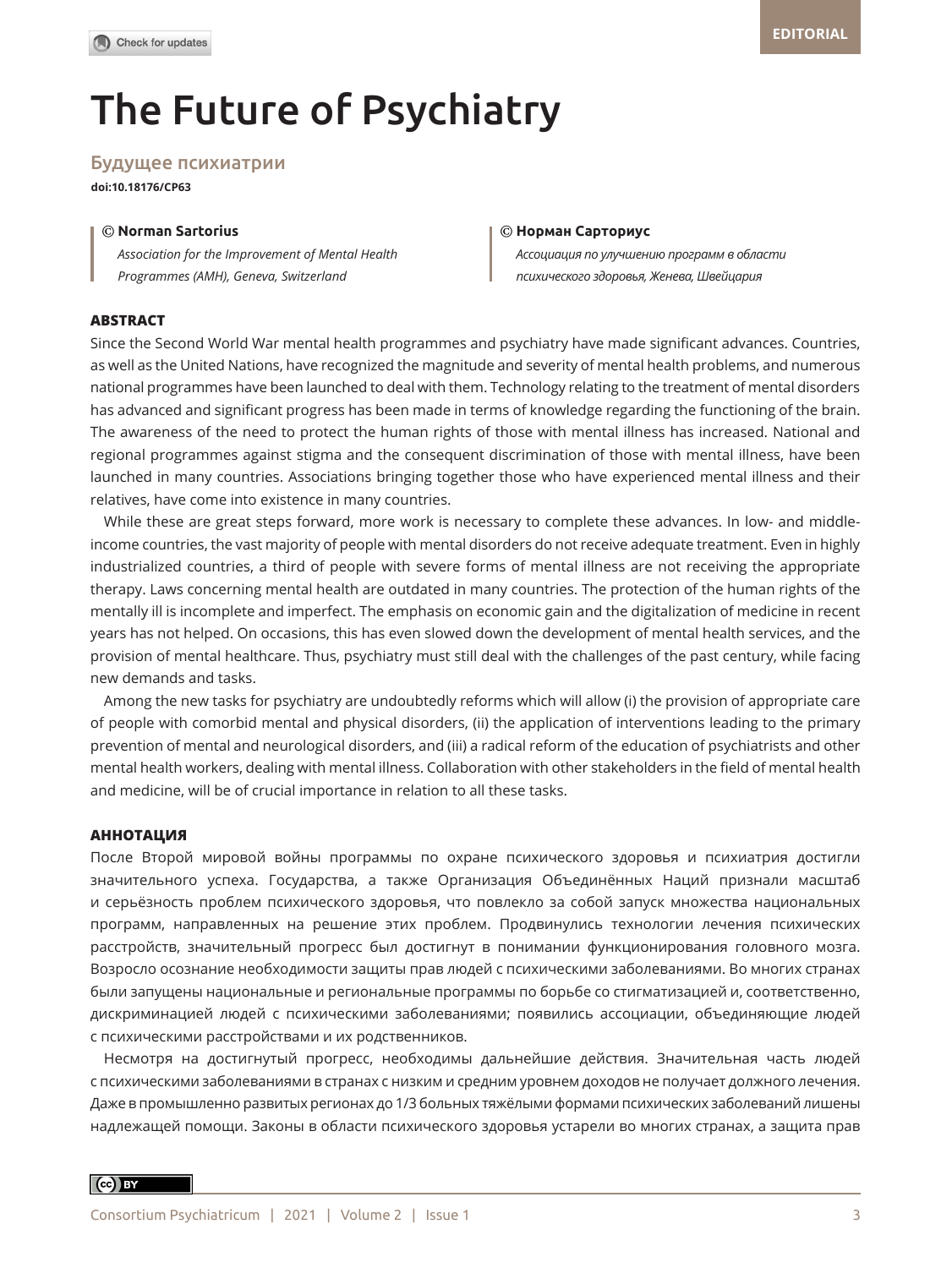EDITORIAL

# The Future of Psychiatry

## Будущее психиатрии

**doi:10.18176/CP63**

© **Norman Sartorius**

*Association for the Improvement of Mental Health Programmes (AMH), Geneva, Switzerland*

© **Норман Сарториус**

*Ассоциация по улучшению программ в области психического здоровья, Женева, Швейцария*

### ABSTRACT

Since the Second World War mental health programmes and psychiatry have made significant advances. Countries, as well as the United Nations, have recognized the magnitude and severity of mental health problems, and numerous national programmes have been launched to deal with them. Technology relating to the treatment of mental disorders has advanced and significant progress has been made in terms of knowledge regarding the functioning of the brain. The awareness of the need to protect the human rights of those with mental illness has increased. National and regional programmes against stigma and the consequent discrimination of those with mental illness, have been launched in many countries. Associations bringing together those who have experienced mental illness and their relatives, have come into existence in many countries.

While these are great steps forward, more work is necessary to complete these advances. In low- and middle-income countries, the vast majority of people with mental disorders do not receive adequate treatment. Even in highly industrialized countries, a third of people with severe forms of mental illness are not receiving the appropriate therapy. Laws concerning mental health are outdated in many countries. The protection of the human rights of the mentally ill is incomplete and imperfect. The emphasis on economic gain and the digitalization of medicine in recent years has not helped. On occasions, this has even slowed down the development of mental health services, and the provision of mental healthcare. Thus, psychiatry must still deal with the challenges of the past century, while facing new demands and tasks.

Among the new tasks for psychiatry are undoubtedly reforms which will allow (i) the provision of appropriate care of people with comorbid mental and physical disorders, (ii) the application of interventions leading to the primary prevention of mental and neurological disorders, and (iii) a radical reform of the education of psychiatrists and other mental health workers, dealing with mental illness. Collaboration with other stakeholders in the field of mental health and medicine, will be of crucial importance in relation to all these tasks.

### АННОТАЦИЯ

После Второй мировой войны программы по охране психического здоровья и психиатрия достигли значительного успеха. Государства, а также Организация Объединённых Наций признали масштаб и серьёзность проблем психического здоровья, что повлекло за собой запуск множества национальных программ, направленных на решение этих проблем. Продвинулись технологии лечения психических расстройств, значительный прогресс был достигнут в понимании функционирования головного мозга. Возросло осознание необходимости защиты прав людей с психическими заболеваниями. Во многих странах были запущены национальные и региональные программы по борьбе со стигматизацией и, соответственно, дискриминацией людей с психическими заболеваниями; появились ассоциации, объединяющие людей с психическими расстройствами и их родственников.

Несмотря на достигнутый прогресс, необходимы дальнейшие действия. Значительная часть людей с психическими заболеваниями в странах с низким и средним уровнем доходов не получает должного лечения. Даже в промышленно развитых регионах до 1/3 больных тяжёлыми формами психических заболеваний лишены надлежащей помощи. Законы в области психического здоровья устарели во многих странах, а защита прав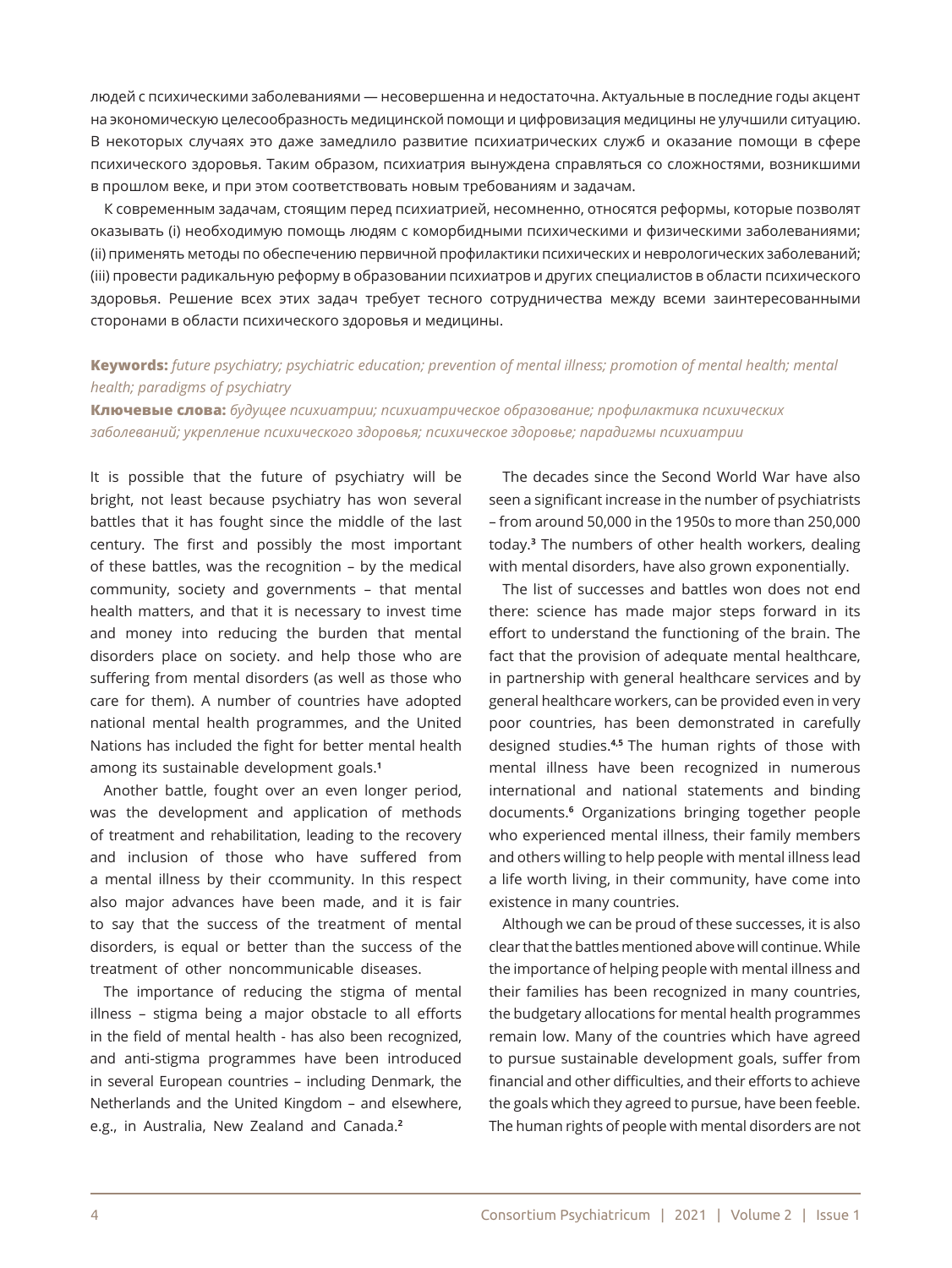людей с психическими заболеваниями — несовершенна и недостаточна. Актуальные в последние годы акцент на экономическую целесообразность медицинской помощи и цифровизация медицины не улучшили ситуацию. В некоторых случаях это даже замедлило развитие психиатрических служб и оказание помощи в сфере психического здоровья. Таким образом, психиатрия вынуждена справляться со сложностями, возникшими в прошлом веке, и при этом соответствовать новым требованиям и задачам.

К современным задачам, стоящим перед психиатрией, несомненно, относятся реформы, которые позволят оказывать (i) необходимую помощь людям с коморбидными психическими и физическими заболеваниями; (ii) применять методы по обеспечению первичной профилактики психических и неврологических заболеваний; (iii) провести радикальную реформу в образовании психиатров и других специалистов в области психического здоровья. Решение всех этих задач требует тесного сотрудничества между всеми заинтересованными сторонами в области психического здоровья и медицины.

**Keywords:** *future psychiatry; psychiatric education; prevention of mental illness; promotion of mental health; mental health; paradigms of psychiatry*

**Ключевые слова:** *будущее психиатрии; психиатрическое образование; профилактика психических заболеваний; укрепление психического здоровья; психическое здоровье; парадигмы психиатрии*

It is possible that the future of psychiatry will be bright, not least because psychiatry has won several battles that it has fought since the middle of the last century. The first and possibly the most important of these battles, was the recognition – by the medical community, society and governments – that mental health matters, and that it is necessary to invest time and money into reducing the burden that mental disorders place on society. and help those who are suffering from mental disorders (as well as those who care for them). A number of countries have adopted national mental health programmes, and the United Nations has included the fight for better mental health among its sustainable development goals.[1]

Another battle, fought over an even longer period, was the development and application of methods of treatment and rehabilitation, leading to the recovery and inclusion of those who have suffered from a mental illness by their ccommunity. In this respect also major advances have been made, and it is fair to say that the success of the treatment of mental disorders, is equal or better than the success of the treatment of other noncommunicable diseases.

The importance of reducing the stigma of mental illness – stigma being a major obstacle to all efforts in the field of mental health - has also been recognized, and anti-stigma programmes have been introduced in several European countries – including Denmark, the Netherlands and the United Kingdom – and elsewhere, e.g., in Australia, New Zealand and Canada.[2]

The decades since the Second World War have also seen a significant increase in the number of psychiatrists – from around 50,000 in the 1950s to more than 250,000 today.[3] The numbers of other health workers, dealing with mental disorders, have also grown exponentially.

The list of successes and battles won does not end there: science has made major steps forward in its effort to understand the functioning of the brain. The fact that the provision of adequate mental healthcare, in partnership with general healthcare services and by general healthcare workers, can be provided even in very poor countries, has been demonstrated in carefully designed studies.[4,5] The human rights of those with mental illness have been recognized in numerous international and national statements and binding documents.[6] Organizations bringing together people who experienced mental illness, their family members and others willing to help people with mental illness lead a life worth living, in their community, have come into existence in many countries.

Although we can be proud of these successes, it is also clear that the battles mentioned above will continue. While the importance of helping people with mental illness and their families has been recognized in many countries, the budgetary allocations for mental health programmes remain low. Many of the countries which have agreed to pursue sustainable development goals, suffer from financial and other difficulties, and their efforts to achieve the goals which they agreed to pursue, have been feeble. The human rights of people with mental disorders are not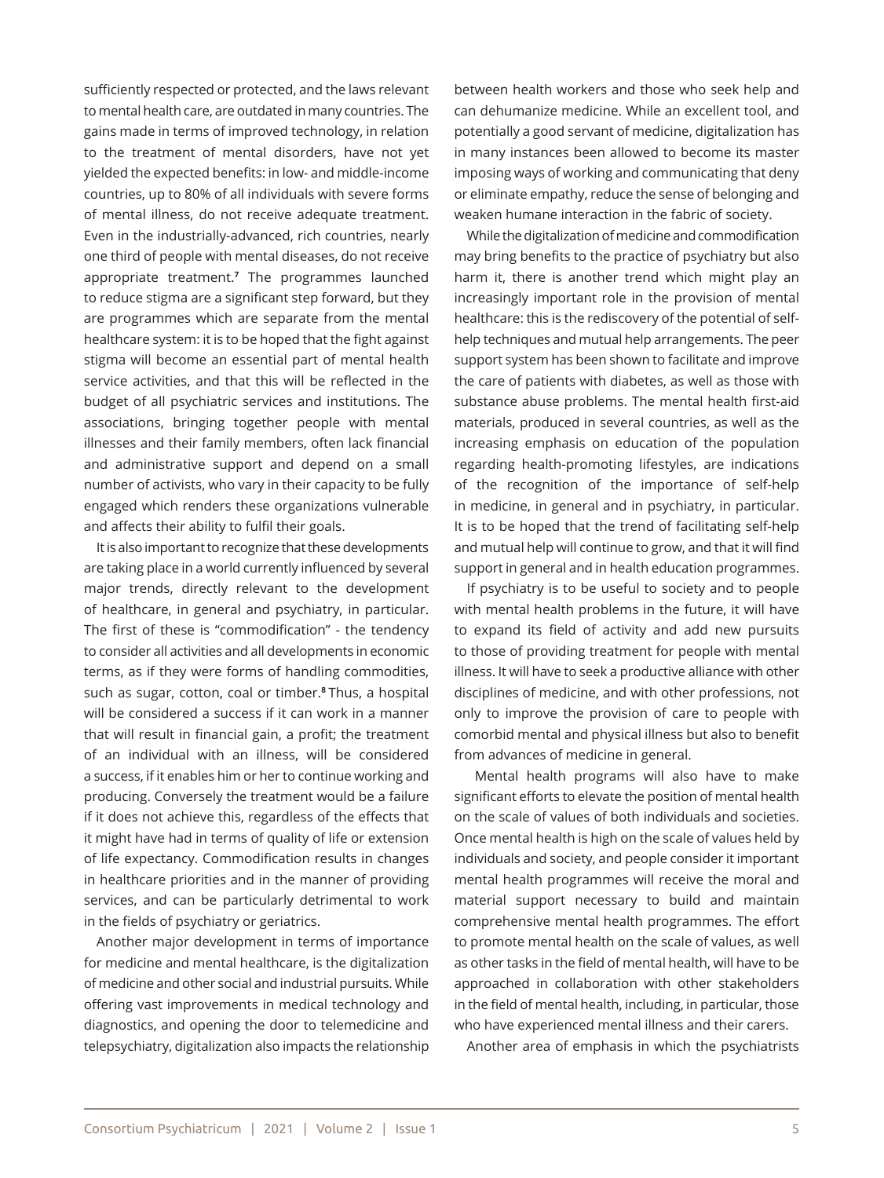sufficiently respected or protected, and the laws relevant to mental health care, are outdated in many countries. The gains made in terms of improved technology, in relation to the treatment of mental disorders, have not yet yielded the expected benefits: in low- and middle-income countries, up to 80% of all individuals with severe forms of mental illness, do not receive adequate treatment. Even in the industrially-advanced, rich countries, nearly one third of people with mental diseases, do not receive appropriate treatment.[7] The programmes launched to reduce stigma are a significant step forward, but they are programmes which are separate from the mental healthcare system: it is to be hoped that the fight against stigma will become an essential part of mental health service activities, and that this will be reflected in the budget of all psychiatric services and institutions. The associations, bringing together people with mental illnesses and their family members, often lack financial and administrative support and depend on a small number of activists, who vary in their capacity to be fully engaged which renders these organizations vulnerable and affects their ability to fulfil their goals.

It is also important to recognize that these developments are taking place in a world currently influenced by several major trends, directly relevant to the development of healthcare, in general and psychiatry, in particular. The first of these is "commodification" - the tendency to consider all activities and all developments in economic terms, as if they were forms of handling commodities, such as sugar, cotton, coal or timber.[8] Thus, a hospital will be considered a success if it can work in a manner that will result in financial gain, a profit; the treatment of an individual with an illness, will be considered a success, if it enables him or her to continue working and producing. Conversely the treatment would be a failure if it does not achieve this, regardless of the effects that it might have had in terms of quality of life or extension of life expectancy. Commodification results in changes in healthcare priorities and in the manner of providing services, and can be particularly detrimental to work in the fields of psychiatry or geriatrics.

Another major development in terms of importance for medicine and mental healthcare, is the digitalization of medicine and other social and industrial pursuits. While offering vast improvements in medical technology and diagnostics, and opening the door to telemedicine and telepsychiatry, digitalization also impacts the relationship between health workers and those who seek help and can dehumanize medicine. While an excellent tool, and potentially a good servant of medicine, digitalization has in many instances been allowed to become its master imposing ways of working and communicating that deny or eliminate empathy, reduce the sense of belonging and weaken humane interaction in the fabric of society.

While the digitalization of medicine and commodification may bring benefits to the practice of psychiatry but also harm it, there is another trend which might play an increasingly important role in the provision of mental healthcare: this is the rediscovery of the potential of self-help techniques and mutual help arrangements. The peer support system has been shown to facilitate and improve the care of patients with diabetes, as well as those with substance abuse problems. The mental health first-aid materials, produced in several countries, as well as the increasing emphasis on education of the population regarding health-promoting lifestyles, are indications of the recognition of the importance of self-help in medicine, in general and in psychiatry, in particular. It is to be hoped that the trend of facilitating self-help and mutual help will continue to grow, and that it will find support in general and in health education programmes.

If psychiatry is to be useful to society and to people with mental health problems in the future, it will have to expand its field of activity and add new pursuits to those of providing treatment for people with mental illness. It will have to seek a productive alliance with other disciplines of medicine, and with other professions, not only to improve the provision of care to people with comorbid mental and physical illness but also to benefit from advances of medicine in general.

Mental health programs will also have to make significant efforts to elevate the position of mental health on the scale of values of both individuals and societies. Once mental health is high on the scale of values held by individuals and society, and people consider it important mental health programmes will receive the moral and material support necessary to build and maintain comprehensive mental health programmes. The effort to promote mental health on the scale of values, as well as other tasks in the field of mental health, will have to be approached in collaboration with other stakeholders in the field of mental health, including, in particular, those who have experienced mental illness and their carers.

Another area of emphasis in which the psychiatrists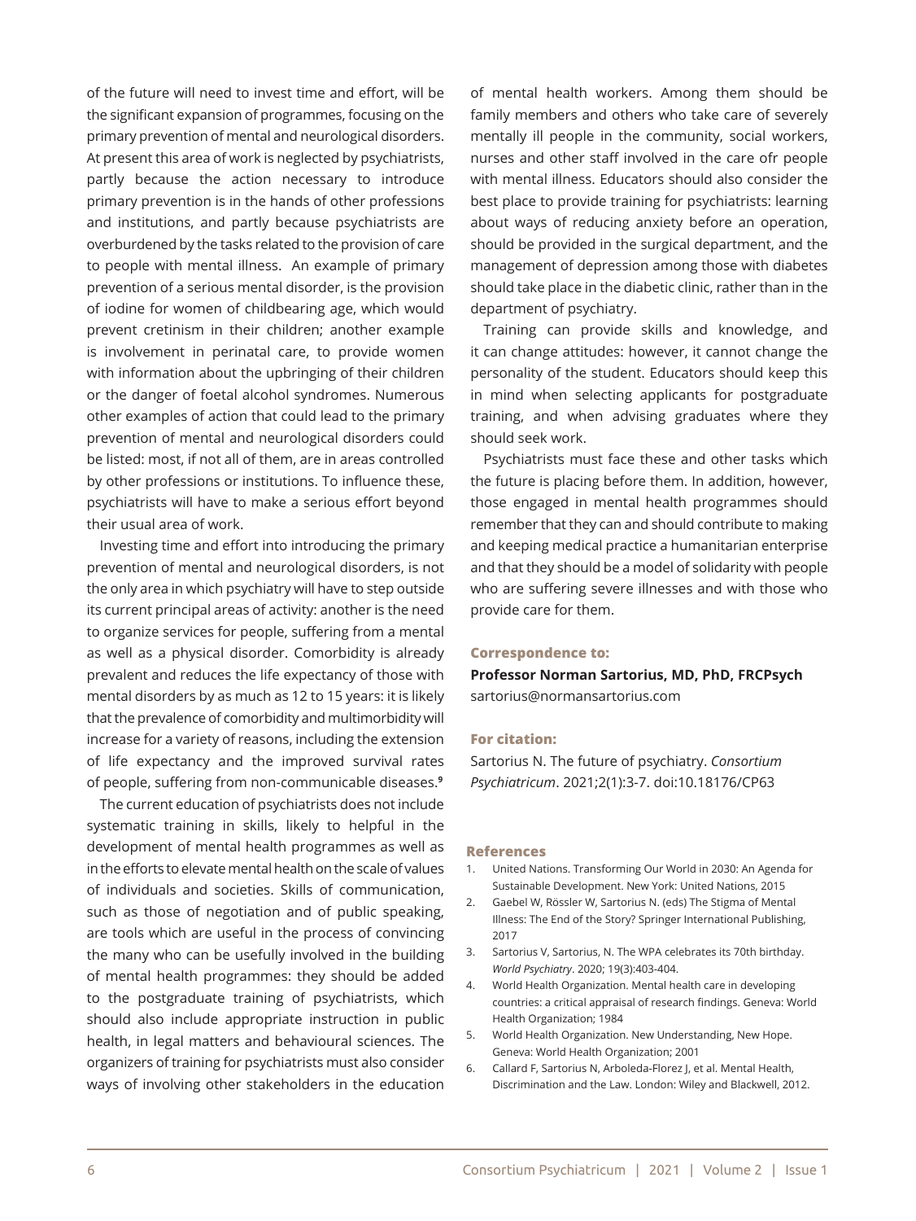of the future will need to invest time and effort, will be the significant expansion of programmes, focusing on the primary prevention of mental and neurological disorders. At present this area of work is neglected by psychiatrists, partly because the action necessary to introduce primary prevention is in the hands of other professions and institutions, and partly because psychiatrists are overburdened by the tasks related to the provision of care to people with mental illness. An example of primary prevention of a serious mental disorder, is the provision of iodine for women of childbearing age, which would prevent cretinism in their children; another example is involvement in perinatal care, to provide women with information about the upbringing of their children or the danger of foetal alcohol syndromes. Numerous other examples of action that could lead to the primary prevention of mental and neurological disorders could be listed: most, if not all of them, are in areas controlled by other professions or institutions. To influence these, psychiatrists will have to make a serious effort beyond their usual area of work.

Investing time and effort into introducing the primary prevention of mental and neurological disorders, is not the only area in which psychiatry will have to step outside its current principal areas of activity: another is the need to organize services for people, suffering from a mental as well as a physical disorder. Comorbidity is already prevalent and reduces the life expectancy of those with mental disorders by as much as 12 to 15 years: it is likely that the prevalence of comorbidity and multimorbidity will increase for a variety of reasons, including the extension of life expectancy and the improved survival rates of people, suffering from non-communicable diseases.[9]

The current education of psychiatrists does not include systematic training in skills, likely to helpful in the development of mental health programmes as well as in the efforts to elevate mental health on the scale of values of individuals and societies. Skills of communication, such as those of negotiation and of public speaking, are tools which are useful in the process of convincing the many who can be usefully involved in the building of mental health programmes: they should be added to the postgraduate training of psychiatrists, which should also include appropriate instruction in public health, in legal matters and behavioural sciences. The organizers of training for psychiatrists must also consider ways of involving other stakeholders in the education of mental health workers. Among them should be family members and others who take care of severely mentally ill people in the community, social workers, nurses and other staff involved in the care ofr people with mental illness. Educators should also consider the best place to provide training for psychiatrists: learning about ways of reducing anxiety before an operation, should be provided in the surgical department, and the management of depression among those with diabetes should take place in the diabetic clinic, rather than in the department of psychiatry.

Training can provide skills and knowledge, and it can change attitudes: however, it cannot change the personality of the student. Educators should keep this in mind when selecting applicants for postgraduate training, and when advising graduates where they should seek work.

Psychiatrists must face these and other tasks which the future is placing before them. In addition, however, those engaged in mental health programmes should remember that they can and should contribute to making and keeping medical practice a humanitarian enterprise and that they should be a model of solidarity with people who are suffering severe illnesses and with those who provide care for them.

#### Correspondence to:

**Professor Norman Sartorius, MD, PhD, FRCPsych**
sartorius@normansartorius.com

#### For citation:

Sartorius N. The future of psychiatry. *Consortium Psychiatricum*. 2021;2(1):3-7. doi:10.18176/CP63

#### References

1. United Nations. Transforming Our World in 2030: An Agenda for Sustainable Development. New York: United Nations, 2015
2. Gaebel W, Rössler W, Sartorius N. (eds) The Stigma of Mental Illness: The End of the Story? Springer International Publishing, 2017
3. Sartorius V, Sartorius, N. The WPA celebrates its 70th birthday. *World Psychiatry*. 2020; 19(3):403-404.
4. World Health Organization. Mental health care in developing countries: a critical appraisal of research findings. Geneva: World Health Organization; 1984
5. World Health Organization. New Understanding, New Hope. Geneva: World Health Organization; 2001
6. Callard F, Sartorius N, Arboleda-Florez J, et al. Mental Health, Discrimination and the Law. London: Wiley and Blackwell, 2012.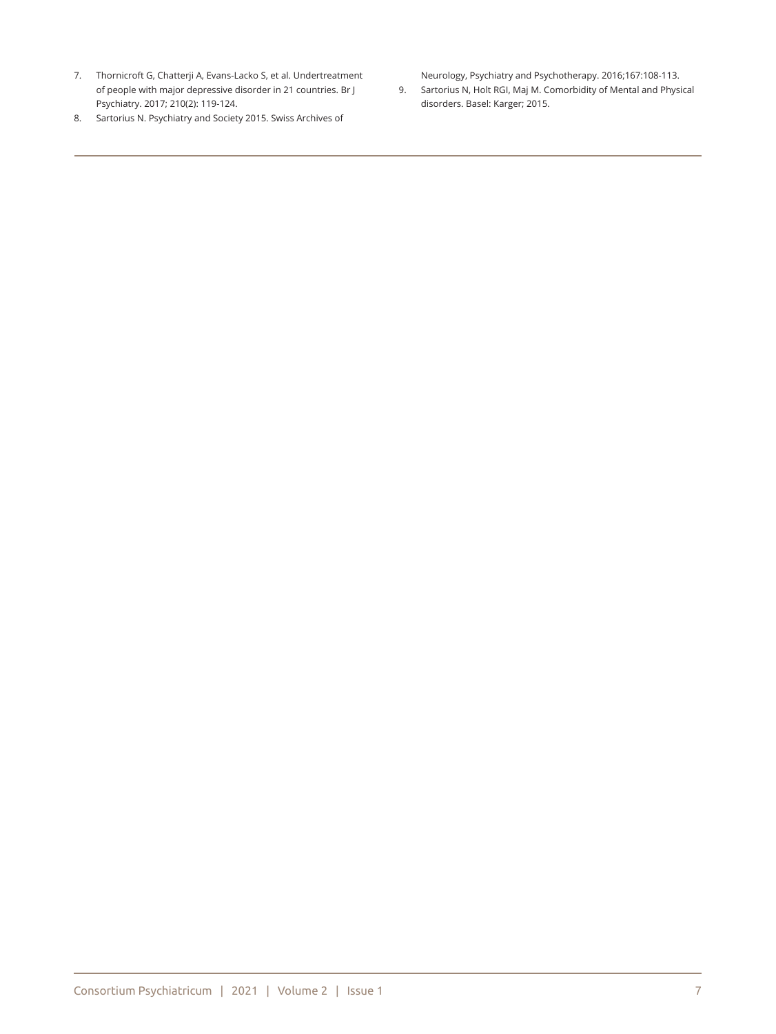7. Thornicroft G, Chatterji A, Evans-Lacko S, et al. Undertreatment of people with major depressive disorder in 21 countries. Br J Psychiatry. 2017; 210(2): 119-124.
8. Sartorius N. Psychiatry and Society 2015. Swiss Archives of Neurology, Psychiatry and Psychotherapy. 2016;167:108-113.
9. Sartorius N, Holt RGI, Maj M. Comorbidity of Mental and Physical disorders. Basel: Karger; 2015.